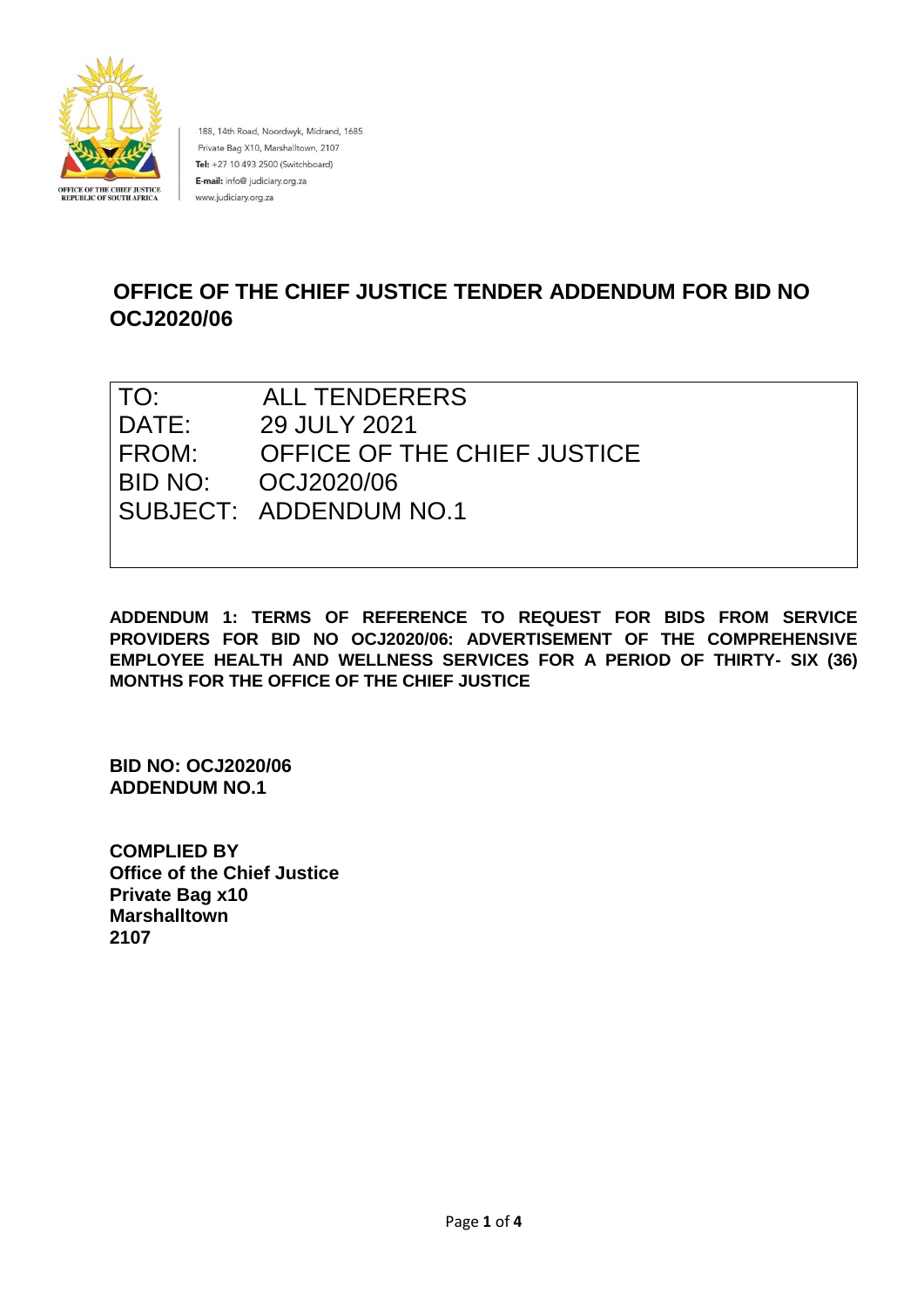OFFICE OF THE CHIEF JUSTICE
REPUBLIC OF SOUTH AFRICA

188, 14th Road, Noordwyk, Midrand, 1685
Private Bag X10, Marshalltown, 2107
**Tel:** +27 10 493 2500 (Switchboard)
**E-mail:** info@ judiciary.org.za
www.judiciary.org.za

# OFFICE OF THE CHIEF JUSTICE TENDER ADDENDUM FOR BID NO OCJ2020/06

| | |
|---|---|
| TO: | ALL TENDERERS |
| DATE: | 29 JULY 2021 |
| FROM: | OFFICE OF THE CHIEF JUSTICE |
| BID NO: | OCJ2020/06 |
| SUBJECT: | ADDENDUM NO.1 |

**ADDENDUM 1: TERMS OF REFERENCE TO REQUEST FOR BIDS FROM SERVICE PROVIDERS FOR BID NO OCJ2020/06: ADVERTISEMENT OF THE COMPREHENSIVE EMPLOYEE HEALTH AND WELLNESS SERVICES FOR A PERIOD OF THIRTY- SIX (36) MONTHS FOR THE OFFICE OF THE CHIEF JUSTICE**

**BID NO: OCJ2020/06**
**ADDENDUM NO.1**

**COMPLIED BY**
**Office of the Chief Justice**
**Private Bag x10**
**Marshalltown**
**2107**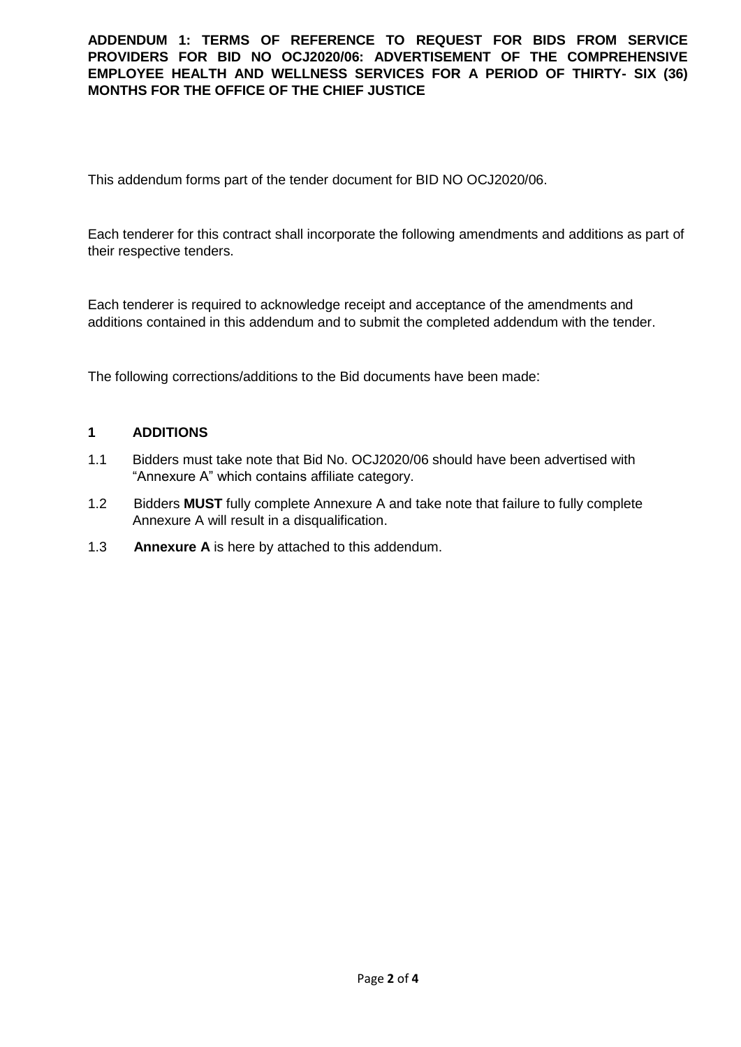**ADDENDUM 1: TERMS OF REFERENCE TO REQUEST FOR BIDS FROM SERVICE PROVIDERS FOR BID NO OCJ2020/06: ADVERTISEMENT OF THE COMPREHENSIVE EMPLOYEE HEALTH AND WELLNESS SERVICES FOR A PERIOD OF THIRTY- SIX (36) MONTHS FOR THE OFFICE OF THE CHIEF JUSTICE**

This addendum forms part of the tender document for BID NO OCJ2020/06.

Each tenderer for this contract shall incorporate the following amendments and additions as part of their respective tenders.

Each tenderer is required to acknowledge receipt and acceptance of the amendments and additions contained in this addendum and to submit the completed addendum with the tender.

The following corrections/additions to the Bid documents have been made:

## 1 ADDITIONS

1.1 Bidders must take note that Bid No. OCJ2020/06 should have been advertised with "Annexure A" which contains affiliate category.

1.2 Bidders **MUST** fully complete Annexure A and take note that failure to fully complete Annexure A will result in a disqualification.

1.3 **Annexure A** is here by attached to this addendum.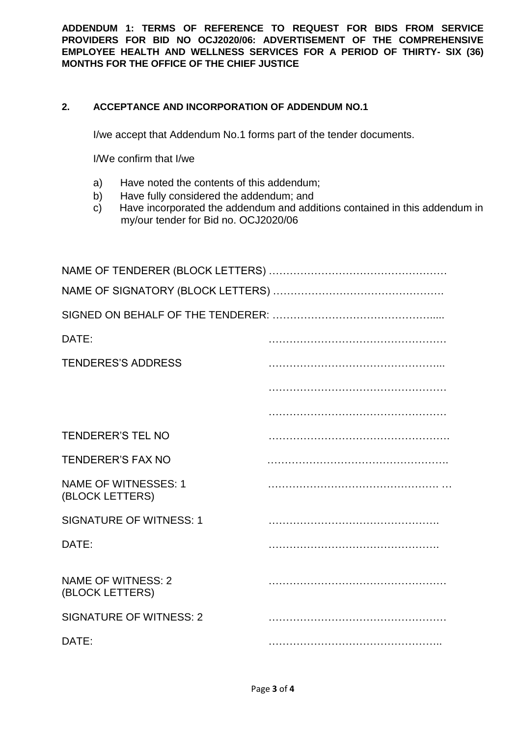**ADDENDUM 1: TERMS OF REFERENCE TO REQUEST FOR BIDS FROM SERVICE PROVIDERS FOR BID NO OCJ2020/06: ADVERTISEMENT OF THE COMPREHENSIVE EMPLOYEE HEALTH AND WELLNESS SERVICES FOR A PERIOD OF THIRTY- SIX (36) MONTHS FOR THE OFFICE OF THE CHIEF JUSTICE**

## 2. ACCEPTANCE AND INCORPORATION OF ADDENDUM NO.1

I/we accept that Addendum No.1 forms part of the tender documents.

I/We confirm that I/we

a) Have noted the contents of this addendum;
b) Have fully considered the addendum; and
c) Have incorporated the addendum and additions contained in this addendum in my/our tender for Bid no. OCJ2020/06

NAME OF TENDERER (BLOCK LETTERS) ……………………………………………

NAME OF SIGNATORY (BLOCK LETTERS) ………………………………………….

SIGNED ON BEHALF OF THE TENDERER: ………………………………………....

DATE: ……………………………………………

TENDERES'S ADDRESS …………………………………………...

……………………………………………

……………………………………………

TENDERER'S TEL NO …………………………………………….

TENDERER'S FAX NO …………………………………………….

NAME OF WITNESSES: 1 (BLOCK LETTERS) ………………………………………… …

SIGNATURE OF WITNESS: 1 ………………………………………….

DATE: ………………………………………….

NAME OF WITNESS: 2 (BLOCK LETTERS) ……………………………………………

SIGNATURE OF WITNESS: 2 ……………………………………………

DATE: …………………………………………..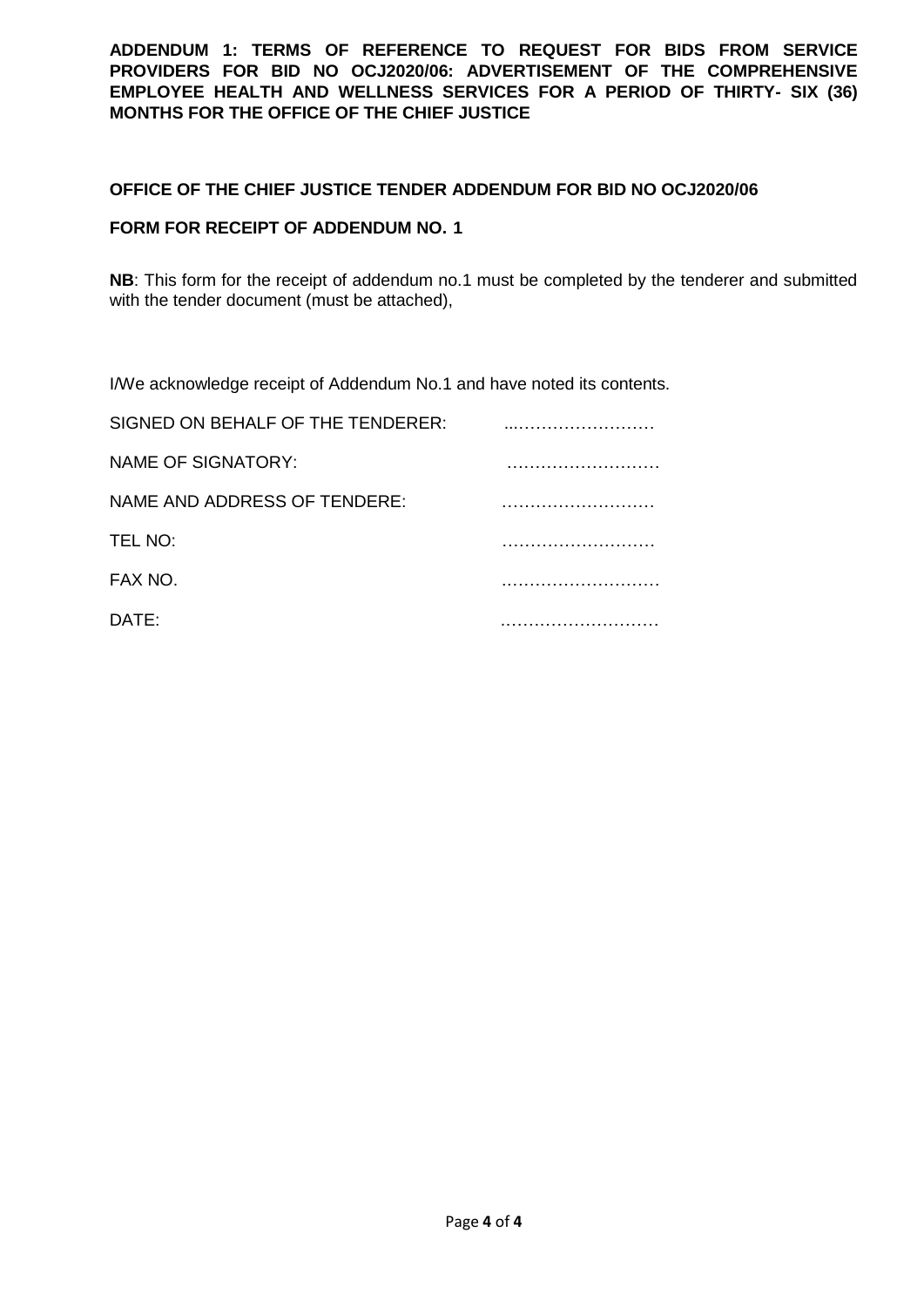**ADDENDUM 1: TERMS OF REFERENCE TO REQUEST FOR BIDS FROM SERVICE PROVIDERS FOR BID NO OCJ2020/06: ADVERTISEMENT OF THE COMPREHENSIVE EMPLOYEE HEALTH AND WELLNESS SERVICES FOR A PERIOD OF THIRTY- SIX (36) MONTHS FOR THE OFFICE OF THE CHIEF JUSTICE**

**OFFICE OF THE CHIEF JUSTICE TENDER ADDENDUM FOR BID NO OCJ2020/06**

**FORM FOR RECEIPT OF ADDENDUM NO. 1**

**NB**: This form for the receipt of addendum no.1 must be completed by the tenderer and submitted with the tender document (must be attached),

I/We acknowledge receipt of Addendum No.1 and have noted its contents.

SIGNED ON BEHALF OF THE TENDERER: ...……………………

NAME OF SIGNATORY: ………………………

NAME AND ADDRESS OF TENDERE: ………………………

TEL NO: ………………………

FAX NO. ………………………

DATE: ………………………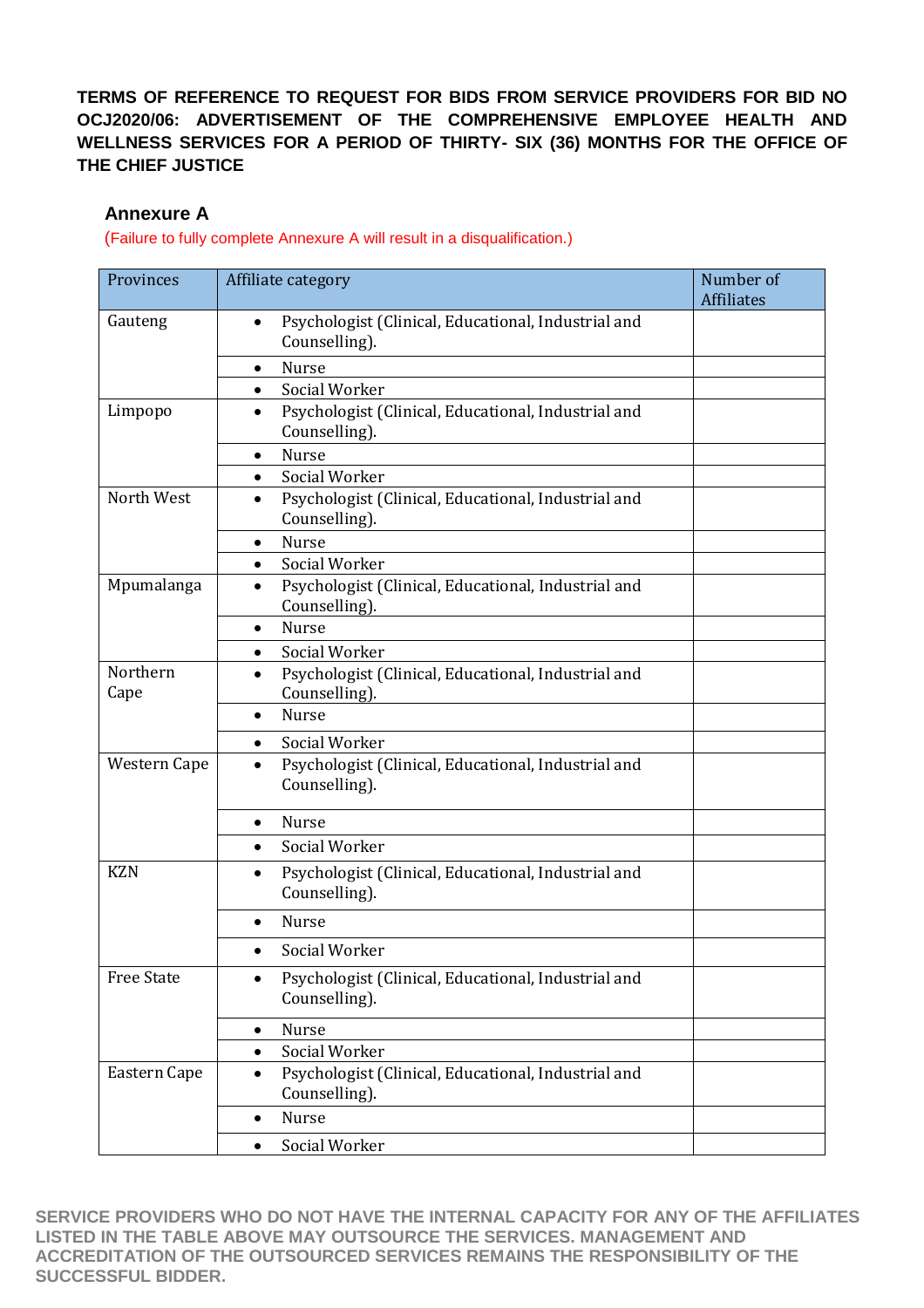**TERMS OF REFERENCE TO REQUEST FOR BIDS FROM SERVICE PROVIDERS FOR BID NO OCJ2020/06: ADVERTISEMENT OF THE COMPREHENSIVE EMPLOYEE HEALTH AND WELLNESS SERVICES FOR A PERIOD OF THIRTY- SIX (36) MONTHS FOR THE OFFICE OF THE CHIEF JUSTICE**

## Annexure A

(Failure to fully complete Annexure A will result in a disqualification.)

| Provinces | Affiliate category | Number of Affiliates |
|---|---|---|
| Gauteng | • Psychologist (Clinical, Educational, Industrial and Counselling). | |
| | • Nurse | |
| | • Social Worker | |
| Limpopo | • Psychologist (Clinical, Educational, Industrial and Counselling). | |
| | • Nurse | |
| | • Social Worker | |
| North West | • Psychologist (Clinical, Educational, Industrial and Counselling). | |
| | • Nurse | |
| | • Social Worker | |
| Mpumalanga | • Psychologist (Clinical, Educational, Industrial and Counselling). | |
| | • Nurse | |
| | • Social Worker | |
| Northern Cape | • Psychologist (Clinical, Educational, Industrial and Counselling). | |
| | • Nurse | |
| | • Social Worker | |
| Western Cape | • Psychologist (Clinical, Educational, Industrial and Counselling). | |
| | • Nurse | |
| | • Social Worker | |
| KZN | • Psychologist (Clinical, Educational, Industrial and Counselling). | |
| | • Nurse | |
| | • Social Worker | |
| Free State | • Psychologist (Clinical, Educational, Industrial and Counselling). | |
| | • Nurse | |
| | • Social Worker | |
| Eastern Cape | • Psychologist (Clinical, Educational, Industrial and Counselling). | |
| | • Nurse | |
| | • Social Worker | |

**SERVICE PROVIDERS WHO DO NOT HAVE THE INTERNAL CAPACITY FOR ANY OF THE AFFILIATES LISTED IN THE TABLE ABOVE MAY OUTSOURCE THE SERVICES. MANAGEMENT AND ACCREDITATION OF THE OUTSOURCED SERVICES REMAINS THE RESPONSIBILITY OF THE SUCCESSFUL BIDDER.**